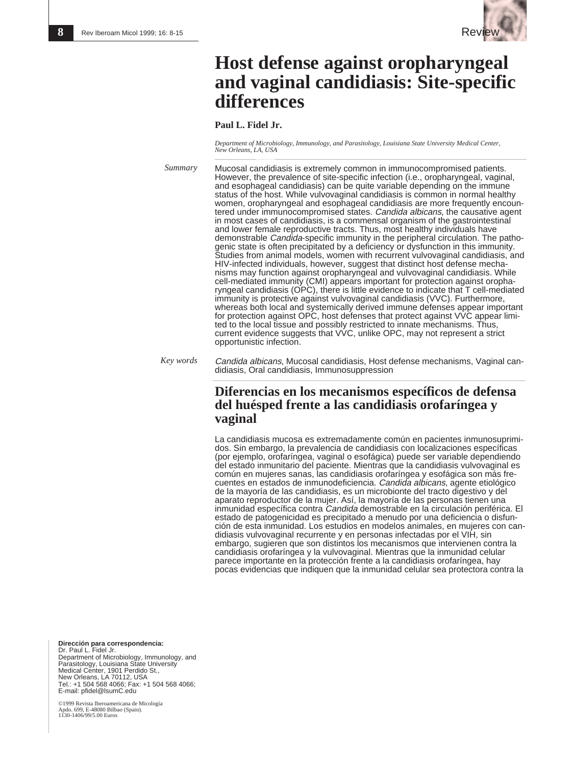Review

# Host defense against oropharyngeal and vaginal candidiasis: Site-specific differences

**Paul L. Fidel Jr.**

*Department of Microbiology, Immunology, and Parasitology, Louisiana State University Medical Center, New Orleans, LA, USA*

*Summary*

Mucosal candidiasis is extremely common in immunocompromised patients. However, the prevalence of site-specific infection (i.e., oropharyngeal, vaginal, and esophageal candidiasis) can be quite variable depending on the immune status of the host. While vulvovaginal candidiasis is common in normal healthy women, oropharyngeal and esophageal candidiasis are more frequently encountered under immunocompromised states. *Candida albicans*, the causative agent in most cases of candidiasis, is a commensal organism of the gastrointestinal and lower female reproductive tracts. Thus, most healthy individuals have demonstrable *Candida*-specific immunity in the peripheral circulation. The pathogenic state is often precipitated by a deficiency or dysfunction in this immunity. Studies from animal models, women with recurrent vulvovaginal candidiasis, and HIV-infected individuals, however, suggest that distinct host defense mechanisms may function against oropharyngeal and vulvovaginal candidiasis. While cell-mediated immunity (CMI) appears important for protection against oropharyngeal candidiasis (OPC), there is little evidence to indicate that T cell-mediated immunity is protective against vulvovaginal candidiasis (VVC). Furthermore, whereas both local and systemically derived immune defenses appear important for protection against OPC, host defenses that protect against VVC appear limited to the local tissue and possibly restricted to innate mechanisms. Thus, current evidence suggests that VVC, unlike OPC, may not represent a strict opportunistic infection.

*Key words*

*Candida albicans*, Mucosal candidiasis, Host defense mechanisms, Vaginal candidiasis, Oral candidiasis, Immunosuppression

## Diferencias en los mecanismos específicos de defensa del huésped frente a las candidiasis orofaríngea y vaginal

La candidiasis mucosa es extremadamente común en pacientes inmunosuprimidos. Sin embargo, la prevalencia de candidiasis con localizaciones específicas (por ejemplo, orofaríngea, vaginal o esofágica) puede ser variable dependiendo del estado inmunitario del paciente. Mientras que la candidiasis vulvovaginal es común en mujeres sanas, las candidiasis orofaríngea y esofágica son más frecuentes en estados de inmunodeficiencia. *Candida albicans*, agente etiológico de la mayoría de las candidiasis, es un microbionte del tracto digestivo y del aparato reproductor de la mujer. Así, la mayoría de las personas tienen una inmunidad específica contra *Candida* demostrable en la circulación periférica. El estado de patogenicidad es precipitado a menudo por una deficiencia o disfunción de esta inmunidad. Los estudios en modelos animales, en mujeres con candidiasis vulvovaginal recurrente y en personas infectadas por el VIH, sin embargo, sugieren que son distintos los mecanismos que intervienen contra la candidiasis orofaríngea y la vulvovaginal. Mientras que la inmunidad celular parece importante en la protección frente a la candidiasis orofaríngea, hay pocas evidencias que indiquen que la inmunidad celular sea protectora contra la

**Dirección para correspondencia:**
Dr. Paul L. Fidel Jr.
Department of Microbiology, Immunology, and Parasitology, Louisiana State University Medical Center, 1901 Perdido St., New Orleans, LA 70112, USA
Tel.: +1 504 568 4066; Fax: +1 504 568 4066;
E-mail: pfidel@lsumC.edu

©1999 Revista Iberoamericana de Micología
Apdo. 699, E-48080 Bilbao (Spain).
1130-1406/99/5.00 Euros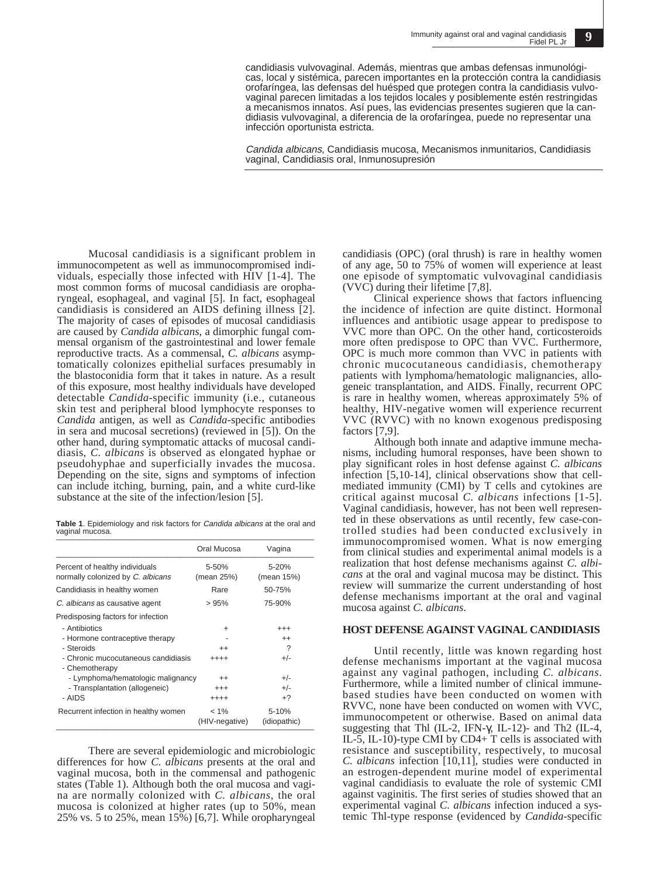candidiasis vulvovaginal. Además, mientras que ambas defensas inmunológicas, local y sistémica, parecen importantes en la protección contra la candidiasis orofaríngea, las defensas del huésped que protegen contra la candidiasis vulvovaginal parecen limitadas a los tejidos locales y posiblemente estén restringidas a mecanismos innatos. Así pues, las evidencias presentes sugieren que la candidiasis vulvovaginal, a diferencia de la orofaríngea, puede no representar una infección oportunista estricta.

*Candida albicans*, Candidiasis mucosa, Mecanismos inmunitarios, Candidiasis vaginal, Candidiasis oral, Inmunosupresión

Mucosal candidiasis is a significant problem in immunocompetent as well as immunocompromised individuals, especially those infected with HIV [1-4]. The most common forms of mucosal candidiasis are oropharyngeal, esophageal, and vaginal [5]. In fact, esophageal candidiasis is considered an AIDS defining illness [2]. The majority of cases of episodes of mucosal candidiasis are caused by *Candida albicans*, a dimorphic fungal commensal organism of the gastrointestinal and lower female reproductive tracts. As a commensal, *C. albicans* asymptomatically colonizes epithelial surfaces presumably in the blastoconidia form that it takes in nature. As a result of this exposure, most healthy individuals have developed detectable *Candida*-specific immunity (i.e., cutaneous skin test and peripheral blood lymphocyte responses to *Candida* antigen, as well as *Candida*-specific antibodies in sera and mucosal secretions) (reviewed in [5]). On the other hand, during symptomatic attacks of mucosal candidiasis, *C. albicans* is observed as elongated hyphae or pseudohyphae and superficially invades the mucosa. Depending on the site, signs and symptoms of infection can include itching, burning, pain, and a white curd-like substance at the site of the infection/lesion [5].

**Table 1**. Epidemiology and risk factors for *Candida albicans* at the oral and vaginal mucosa.

| | Oral Mucosa | Vagina |
|---|---|---|
| Percent of healthy individuals normally colonized by *C. albicans* | 5-50% (mean 25%) | 5-20% (mean 15%) |
| Candidiasis in healthy women | Rare | 50-75% |
| *C. albicans* as causative agent | > 95% | 75-90% |
| Predisposing factors for infection | | |
| - Antibiotics | + | +++ |
| - Hormone contraceptive therapy | - | ++ |
| - Steroids | ++ | ? |
| - Chronic mucocutaneous candidiasis | ++++ | +/- |
| - Chemotherapy | | |
| - Lymphoma/hematologic malignancy | ++ | +/- |
| - Transplantation (allogeneic) | +++ | +/- |
| - AIDS | ++++ | +? |
| Recurrent infection in healthy women | < 1% (HIV-negative) | 5-10% (idiopathic) |

There are several epidemiologic and microbiologic differences for how *C. albicans* presents at the oral and vaginal mucosa, both in the commensal and pathogenic states (Table 1). Although both the oral mucosa and vagina are normally colonized with *C. albicans*, the oral mucosa is colonized at higher rates (up to 50%, mean 25% vs. 5 to 25%, mean 15%) [6,7]. While oropharyngeal candidiasis (OPC) (oral thrush) is rare in healthy women of any age, 50 to 75% of women will experience at least one episode of symptomatic vulvovaginal candidiasis (VVC) during their lifetime [7,8].

Clinical experience shows that factors influencing the incidence of infection are quite distinct. Hormonal influences and antibiotic usage appear to predispose to VVC more than OPC. On the other hand, corticosteroids more often predispose to OPC than VVC. Furthermore, OPC is much more common than VVC in patients with chronic mucocutaneous candidiasis, chemotherapy patients with lymphoma/hematologic malignancies, allogeneic transplantation, and AIDS. Finally, recurrent OPC is rare in healthy women, whereas approximately 5% of healthy, HIV-negative women will experience recurrent VVC (RVVC) with no known exogenous predisposing factors [7,9].

Although both innate and adaptive immune mechanisms, including humoral responses, have been shown to play significant roles in host defense against *C. albicans* infection [5,10-14], clinical observations show that cell-mediated immunity (CMI) by T cells and cytokines are critical against mucosal *C. albicans* infections [1-5]. Vaginal candidiasis, however, has not been well represented in these observations as until recently, few case-controlled studies had been conducted exclusively in immunocompromised women. What is now emerging from clinical studies and experimental animal models is a realization that host defense mechanisms against *C. albicans* at the oral and vaginal mucosa may be distinct. This review will summarize the current understanding of host defense mechanisms important at the oral and vaginal mucosa against *C. albicans*.

## HOST DEFENSE AGAINST VAGINAL CANDIDIASIS

Until recently, little was known regarding host defense mechanisms important at the vaginal mucosa against any vaginal pathogen, including *C. albicans*. Furthermore, while a limited number of clinical immune-based studies have been conducted on women with RVVC, none have been conducted on women with VVC, immunocompetent or otherwise. Based on animal data suggesting that Thl (IL-2, IFN-γ, IL-12)- and Th2 (IL-4, IL-5, IL-10)-type CMI by CD4+ T cells is associated with resistance and susceptibility, respectively, to mucosal *C. albicans* infection [10,11], studies were conducted in an estrogen-dependent murine model of experimental vaginal candidiasis to evaluate the role of systemic CMI against vaginitis. The first series of studies showed that an experimental vaginal *C. albicans* infection induced a systemic Thl-type response (evidenced by *Candida*-specific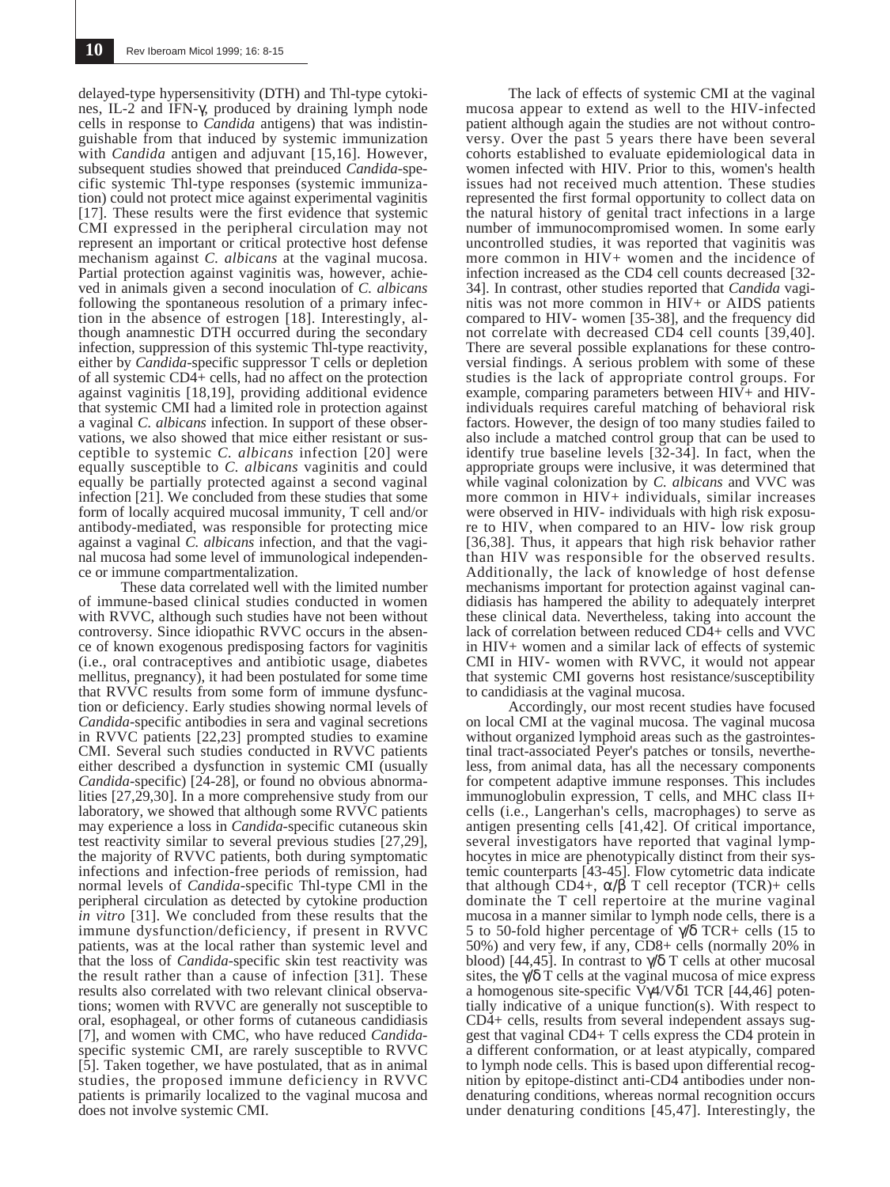delayed-type hypersensitivity (DTH) and Thl-type cytokines, IL-2 and IFN-γ, produced by draining lymph node cells in response to *Candida* antigens) that was indistinguishable from that induced by systemic immunization with *Candida* antigen and adjuvant [15,16]. However, subsequent studies showed that preinduced *Candida*-specific systemic Thl-type responses (systemic immunization) could not protect mice against experimental vaginitis [17]. These results were the first evidence that systemic CMI expressed in the peripheral circulation may not represent an important or critical protective host defense mechanism against *C. albicans* at the vaginal mucosa. Partial protection against vaginitis was, however, achieved in animals given a second inoculation of *C. albicans* following the spontaneous resolution of a primary infection in the absence of estrogen [18]. Interestingly, although anamnestic DTH occurred during the secondary infection, suppression of this systemic Thl-type reactivity, either by *Candida*-specific suppressor T cells or depletion of all systemic CD4+ cells, had no affect on the protection against vaginitis [18,19], providing additional evidence that systemic CMI had a limited role in protection against a vaginal *C. albicans* infection. In support of these observations, we also showed that mice either resistant or susceptible to systemic *C. albicans* infection [20] were equally susceptible to *C. albicans* vaginitis and could equally be partially protected against a second vaginal infection [21]. We concluded from these studies that some form of locally acquired mucosal immunity, T cell and/or antibody-mediated, was responsible for protecting mice against a vaginal *C. albicans* infection, and that the vaginal mucosa had some level of immunological independence or immune compartmentalization.

These data correlated well with the limited number of immune-based clinical studies conducted in women with RVVC, although such studies have not been without controversy. Since idiopathic RVVC occurs in the absence of known exogenous predisposing factors for vaginitis (i.e., oral contraceptives and antibiotic usage, diabetes mellitus, pregnancy), it had been postulated for some time that RVVC results from some form of immune dysfunction or deficiency. Early studies showing normal levels of *Candida*-specific antibodies in sera and vaginal secretions in RVVC patients [22,23] prompted studies to examine CMI. Several such studies conducted in RVVC patients either described a dysfunction in systemic CMI (usually *Candida*-specific) [24-28], or found no obvious abnormalities [27,29,30]. In a more comprehensive study from our laboratory, we showed that although some RVVC patients may experience a loss in *Candida*-specific cutaneous skin test reactivity similar to several previous studies [27,29], the majority of RVVC patients, both during symptomatic infections and infection-free periods of remission, had normal levels of *Candida*-specific Thl-type CMl in the peripheral circulation as detected by cytokine production *in vitro* [31]. We concluded from these results that the immune dysfunction/deficiency, if present in RVVC patients, was at the local rather than systemic level and that the loss of *Candida*-specific skin test reactivity was the result rather than a cause of infection [31]. These results also correlated with two relevant clinical observations; women with RVVC are generally not susceptible to oral, esophageal, or other forms of cutaneous candidiasis [7], and women with CMC, who have reduced *Candida*-specific systemic CMI, are rarely susceptible to RVVC [5]. Taken together, we have postulated, that as in animal studies, the proposed immune deficiency in RVVC patients is primarily localized to the vaginal mucosa and does not involve systemic CMI.

The lack of effects of systemic CMI at the vaginal mucosa appear to extend as well to the HIV-infected patient although again the studies are not without controversy. Over the past 5 years there have been several cohorts established to evaluate epidemiological data in women infected with HIV. Prior to this, women's health issues had not received much attention. These studies represented the first formal opportunity to collect data on the natural history of genital tract infections in a large number of immunocompromised women. In some early uncontrolled studies, it was reported that vaginitis was more common in HIV+ women and the incidence of infection increased as the CD4 cell counts decreased [32-34]. In contrast, other studies reported that *Candida* vaginitis was not more common in HIV+ or AIDS patients compared to HIV- women [35-38], and the frequency did not correlate with decreased CD4 cell counts [39,40]. There are several possible explanations for these controversial findings. A serious problem with some of these studies is the lack of appropriate control groups. For example, comparing parameters between HIV+ and HIV- individuals requires careful matching of behavioral risk factors. However, the design of too many studies failed to also include a matched control group that can be used to identify true baseline levels [32-34]. In fact, when the appropriate groups were inclusive, it was determined that while vaginal colonization by *C. albicans* and VVC was more common in HIV+ individuals, similar increases were observed in HIV- individuals with high risk exposure to HIV, when compared to an HIV- low risk group [36,38]. Thus, it appears that high risk behavior rather than HIV was responsible for the observed results. Additionally, the lack of knowledge of host defense mechanisms important for protection against vaginal candidiasis has hampered the ability to adequately interpret these clinical data. Nevertheless, taking into account the lack of correlation between reduced CD4+ cells and VVC in HIV+ women and a similar lack of effects of systemic CMI in HIV- women with RVVC, it would not appear that systemic CMI governs host resistance/susceptibility to candidiasis at the vaginal mucosa.

Accordingly, our most recent studies have focused on local CMI at the vaginal mucosa. The vaginal mucosa without organized lymphoid areas such as the gastrointestinal tract-associated Peyer's patches or tonsils, nevertheless, from animal data, has all the necessary components for competent adaptive immune responses. This includes immunoglobulin expression, T cells, and MHC class II+ cells (i.e., Langerhan's cells, macrophages) to serve as antigen presenting cells [41,42]. Of critical importance, several investigators have reported that vaginal lymphocytes in mice are phenotypically distinct from their systemic counterparts [43-45]. Flow cytometric data indicate that although CD4+, α/β T cell receptor (TCR)+ cells dominate the T cell repertoire at the murine vaginal mucosa in a manner similar to lymph node cells, there is a 5 to 50-fold higher percentage of γ/δ TCR+ cells (15 to 50%) and very few, if any, CD8+ cells (normally 20% in blood) [44,45]. In contrast to γ/δ T cells at other mucosal sites, the γ/δ T cells at the vaginal mucosa of mice express a homogenous site-specific Vγ4/Vδ1 TCR [44,46] potentially indicative of a unique function(s). With respect to CD4+ cells, results from several independent assays suggest that vaginal CD4+ T cells express the CD4 protein in a different conformation, or at least atypically, compared to lymph node cells. This is based upon differential recognition by epitope-distinct anti-CD4 antibodies under non-denaturing conditions, whereas normal recognition occurs under denaturing conditions [45,47]. Interestingly, the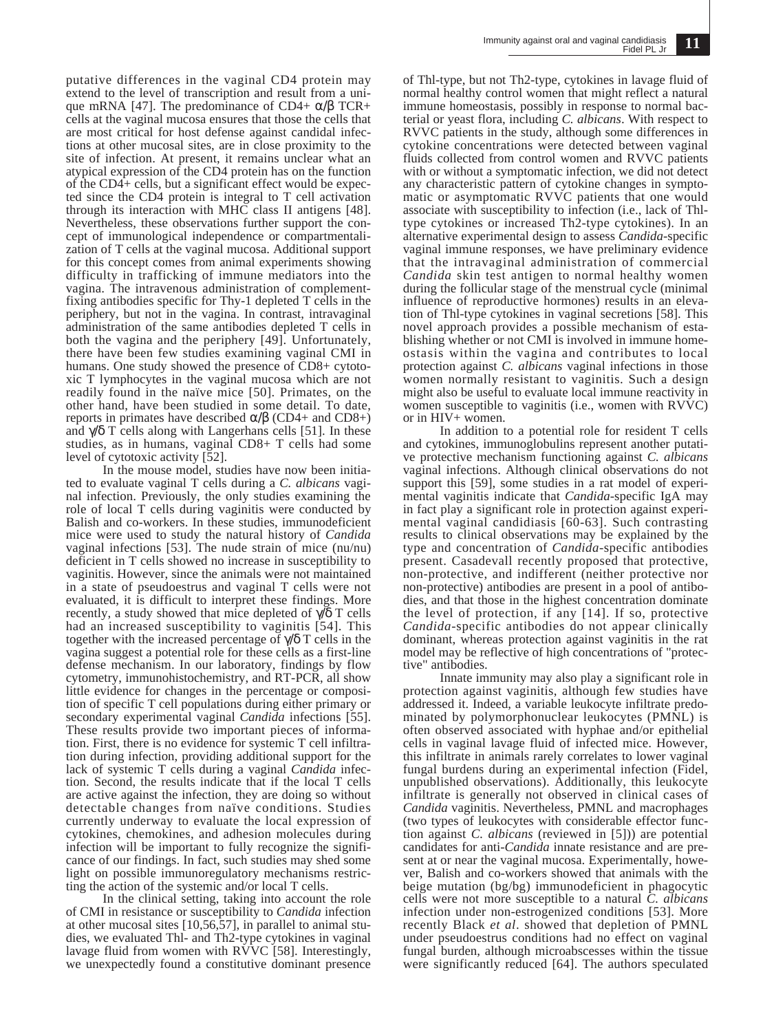putative differences in the vaginal CD4 protein may extend to the level of transcription and result from a unique mRNA [47]. The predominance of CD4+ α/β TCR+ cells at the vaginal mucosa ensures that those the cells that are most critical for host defense against candidal infections at other mucosal sites, are in close proximity to the site of infection. At present, it remains unclear what an atypical expression of the CD4 protein has on the function of the CD4+ cells, but a significant effect would be expected since the CD4 protein is integral to T cell activation through its interaction with MHC class II antigens [48]. Nevertheless, these observations further support the concept of immunological independence or compartmentalization of T cells at the vaginal mucosa. Additional support for this concept comes from animal experiments showing difficulty in trafficking of immune mediators into the vagina. The intravenous administration of complement-fixing antibodies specific for Thy-1 depleted T cells in the periphery, but not in the vagina. In contrast, intravaginal administration of the same antibodies depleted T cells in both the vagina and the periphery [49]. Unfortunately, there have been few studies examining vaginal CMI in humans. One study showed the presence of CD8+ cytotoxic T lymphocytes in the vaginal mucosa which are not readily found in the naïve mice [50]. Primates, on the other hand, have been studied in some detail. To date, reports in primates have described α/β (CD4+ and CD8+) and γ/δ T cells along with Langerhans cells [51]. In these studies, as in humans, vaginal CD8+ T cells had some level of cytotoxic activity [52].

In the mouse model, studies have now been initiated to evaluate vaginal T cells during a *C. albicans* vaginal infection. Previously, the only studies examining the role of local T cells during vaginitis were conducted by Balish and co-workers. In these studies, immunodeficient mice were used to study the natural history of *Candida* vaginal infections [53]. The nude strain of mice (nu/nu) deficient in T cells showed no increase in susceptibility to vaginitis. However, since the animals were not maintained in a state of pseudoestrus and vaginal T cells were not evaluated, it is difficult to interpret these findings. More recently, a study showed that mice depleted of γ/δ T cells had an increased susceptibility to vaginitis [54]. This together with the increased percentage of γ/δ T cells in the vagina suggest a potential role for these cells as a first-line defense mechanism. In our laboratory, findings by flow cytometry, immunohistochemistry, and RT-PCR, all show little evidence for changes in the percentage or composition of specific T cell populations during either primary or secondary experimental vaginal *Candida* infections [55]. These results provide two important pieces of information. First, there is no evidence for systemic T cell infiltration during infection, providing additional support for the lack of systemic T cells during a vaginal *Candida* infection. Second, the results indicate that if the local T cells are active against the infection, they are doing so without detectable changes from naïve conditions. Studies currently underway to evaluate the local expression of cytokines, chemokines, and adhesion molecules during infection will be important to fully recognize the significance of our findings. In fact, such studies may shed some light on possible immunoregulatory mechanisms restricting the action of the systemic and/or local T cells.

In the clinical setting, taking into account the role of CMI in resistance or susceptibility to *Candida* infection at other mucosal sites [10,56,57], in parallel to animal studies, we evaluated Thl- and Th2-type cytokines in vaginal lavage fluid from women with RVVC [58]. Interestingly, we unexpectedly found a constitutive dominant presence of Thl-type, but not Th2-type, cytokines in lavage fluid of normal healthy control women that might reflect a natural immune homeostasis, possibly in response to normal bacterial or yeast flora, including *C. albicans*. With respect to RVVC patients in the study, although some differences in cytokine concentrations were detected between vaginal fluids collected from control women and RVVC patients with or without a symptomatic infection, we did not detect any characteristic pattern of cytokine changes in symptomatic or asymptomatic RVVC patients that one would associate with susceptibility to infection (i.e., lack of Thl-type cytokines or increased Th2-type cytokines). In an alternative experimental design to assess *Candida*-specific vaginal immune responses, we have preliminary evidence that the intravaginal administration of commercial *Candida* skin test antigen to normal healthy women during the follicular stage of the menstrual cycle (minimal influence of reproductive hormones) results in an elevation of Thl-type cytokines in vaginal secretions [58]. This novel approach provides a possible mechanism of establishing whether or not CMI is involved in immune homeostasis within the vagina and contributes to local protection against *C. albicans* vaginal infections in those women normally resistant to vaginitis. Such a design might also be useful to evaluate local immune reactivity in women susceptible to vaginitis (i.e., women with RVVC) or in HIV+ women.

In addition to a potential role for resident T cells and cytokines, immunoglobulins represent another putative protective mechanism functioning against *C. albicans* vaginal infections. Although clinical observations do not support this [59], some studies in a rat model of experimental vaginitis indicate that *Candida*-specific IgA may in fact play a significant role in protection against experimental vaginal candidiasis [60-63]. Such contrasting results to clinical observations may be explained by the type and concentration of *Candida*-specific antibodies present. Casadevall recently proposed that protective, non-protective, and indifferent (neither protective nor non-protective) antibodies are present in a pool of antibodies, and that those in the highest concentration dominate the level of protection, if any [14]. If so, protective *Candida*-specific antibodies do not appear clinically dominant, whereas protection against vaginitis in the rat model may be reflective of high concentrations of "protective" antibodies.

Innate immunity may also play a significant role in protection against vaginitis, although few studies have addressed it. Indeed, a variable leukocyte infiltrate predominated by polymorphonuclear leukocytes (PMNL) is often observed associated with hyphae and/or epithelial cells in vaginal lavage fluid of infected mice. However, this infiltrate in animals rarely correlates to lower vaginal fungal burdens during an experimental infection (Fidel, unpublished observations). Additionally, this leukocyte infiltrate is generally not observed in clinical cases of *Candida* vaginitis. Nevertheless, PMNL and macrophages (two types of leukocytes with considerable effector function against *C. albicans* (reviewed in [5])) are potential candidates for anti-*Candida* innate resistance and are present at or near the vaginal mucosa. Experimentally, however, Balish and co-workers showed that animals with the beige mutation (bg/bg) immunodeficient in phagocytic cells were not more susceptible to a natural *C. albicans* infection under non-estrogenized conditions [53]. More recently Black *et al*. showed that depletion of PMNL under pseudoestrus conditions had no effect on vaginal fungal burden, although microabscesses within the tissue were significantly reduced [64]. The authors speculated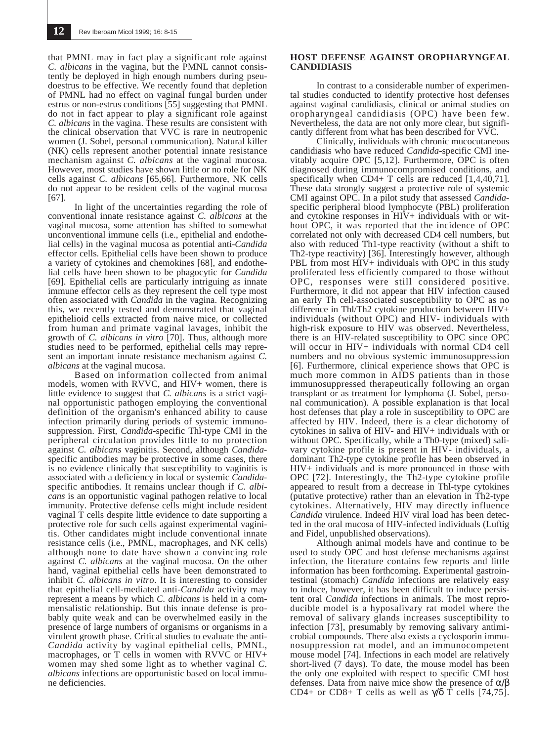that PMNL may in fact play a significant role against *C. albicans* in the vagina, but the PMNL cannot consistently be deployed in high enough numbers during pseudoestrus to be effective. We recently found that depletion of PMNL had no effect on vaginal fungal burden under estrus or non-estrus conditions [55] suggesting that PMNL do not in fact appear to play a significant role against *C. albicans* in the vagina. These results are consistent with the clinical observation that VVC is rare in neutropenic women (J. Sobel, personal communication). Natural killer (NK) cells represent another potential innate resistance mechanism against *C. albicans* at the vaginal mucosa. However, most studies have shown little or no role for NK cells against *C. albicans* [65,66]. Furthermore, NK cells do not appear to be resident cells of the vaginal mucosa [67].

In light of the uncertainties regarding the role of conventional innate resistance against *C. albicans* at the vaginal mucosa, some attention has shifted to somewhat unconventional immune cells (i.e., epithelial and endothelial cells) in the vaginal mucosa as potential anti-*Candida* effector cells. Epithelial cells have been shown to produce a variety of cytokines and chemokines [68], and endothelial cells have been shown to be phagocytic for *Candida* [69]. Epithelial cells are particularly intriguing as innate immune effector cells as they represent the cell type most often associated with *Candida* in the vagina. Recognizing this, we recently tested and demonstrated that vaginal epithelioid cells extracted from naive mice, or collected from human and primate vaginal lavages, inhibit the growth of *C. albicans in vitro* [70]. Thus, although more studies need to be performed, epithelial cells may represent an important innate resistance mechanism against *C. albicans* at the vaginal mucosa.

Based on information collected from animal models, women with RVVC, and HIV+ women, there is little evidence to suggest that *C. albicans* is a strict vaginal opportunistic pathogen employing the conventional definition of the organism's enhanced ability to cause infection primarily during periods of systemic immunosuppression. First, *Candida*-specific Thl-type CMI in the peripheral circulation provides little to no protection against *C. albicans* vaginitis. Second, although *Candida*-specific antibodies may be protective in some cases, there is no evidence clinically that susceptibility to vaginitis is associated with a deficiency in local or systemic *Candida*-specific antibodies. It remains unclear though if *C. albicans* is an opportunistic vaginal pathogen relative to local immunity. Protective defense cells might include resident vaginal T cells despite little evidence to date supporting a protective role for such cells against experimental vaginitis. Other candidates might include conventional innate resistance cells (i.e., PMNL, macrophages, and NK cells) although none to date have shown a convincing role against *C. albicans* at the vaginal mucosa. On the other hand, vaginal epithelial cells have been demonstrated to inhibit *C. albicans in vitro*. It is interesting to consider that epithelial cell-mediated anti-*Candida* activity may represent a means by which *C. albicans* is held in a commensalistic relationship. But this innate defense is probably quite weak and can be overwhelmed easily in the presence of large numbers of organisms or organisms in a virulent growth phase. Critical studies to evaluate the anti-*Candida* activity by vaginal epithelial cells, PMNL, macrophages, or T cells in women with RVVC or HIV+ women may shed some light as to whether vaginal *C. albicans* infections are opportunistic based on local immune deficiencies.

## HOST DEFENSE AGAINST OROPHARYNGEAL CANDIDIASIS

In contrast to a considerable number of experimental studies conducted to identify protective host defenses against vaginal candidiasis, clinical or animal studies on oropharyngeal candidiasis (OPC) have been few. Nevertheless, the data are not only more clear, but significantly different from what has been described for VVC.

Clinically, individuals with chronic mucocutaneous candidiasis who have reduced *Candida*-specific CMI inevitably acquire OPC [5,12]. Furthermore, OPC is often diagnosed during immunocompromised conditions, and specifically when CD4+ T cells are reduced [1,4,40,71]. These data strongly suggest a protective role of systemic CMI against OPC. In a pilot study that assessed *Candida*-specific peripheral blood lymphocyte (PBL) proliferation and cytokine responses in HIV+ individuals with or without OPC, it was reported that the incidence of OPC correlated not only with decreased CD4 cell numbers, but also with reduced Th1-type reactivity (without a shift to Th2-type reactivity) [36]. Interestingly however, although PBL from most HIV+ individuals with OPC in this study proliferated less efficiently compared to those without OPC, responses were still considered positive. Furthermore, it did not appear that HIV infection caused an early Th cell-associated susceptibility to OPC as no difference in Thl/Th2 cytokine production between HIV+ individuals (without OPC) and HIV- individuals with high-risk exposure to HIV was observed. Nevertheless, there is an HIV-related susceptibility to OPC since OPC will occur in HIV+ individuals with normal CD4 cell numbers and no obvious systemic immunosuppression [6]. Furthermore, clinical experience shows that OPC is much more common in AIDS patients than in those immunosuppressed therapeutically following an organ transplant or as treatment for lymphoma (J. Sobel, personal communication). A possible explanation is that local host defenses that play a role in susceptibility to OPC are affected by HIV. Indeed, there is a clear dichotomy of cytokines in saliva of HIV- and HIV+ individuals with or without OPC. Specifically, while a Th0-type (mixed) salivary cytokine profile is present in HIV- individuals, a dominant Th2-type cytokine profile has been observed in HIV+ individuals and is more pronounced in those with OPC [72]. Interestingly, the Th2-type cytokine profile appeared to result from a decrease in Thl-type cytokines (putative protective) rather than an elevation in Th2-type cytokines. Alternatively, HIV may directly influence *Candida* virulence. Indeed HIV viral load has been detected in the oral mucosa of HIV-infected individuals (Luftig and Fidel, unpublished observations).

Although animal models have and continue to be used to study OPC and host defense mechanisms against infection, the literature contains few reports and little information has been forthcoming. Experimental gastrointestinal (stomach) *Candida* infections are relatively easy to induce, however, it has been difficult to induce persistent oral *Candida* infections in animals. The most reproducible model is a hyposalivary rat model where the removal of salivary glands increases susceptibility to infection [73], presumably by removing salivary antimicrobial compounds. There also exists a cyclosporin immunosuppression rat model, and an immunocompetent mouse model [74]. Infections in each model are relatively short-lived (7 days). To date, the mouse model has been the only one exploited with respect to specific CMI host defenses. Data from naive mice show the presence of $\alpha/\beta$ CD4+ or CD8+ T cells as well as $\gamma/\delta$ T cells [74,75].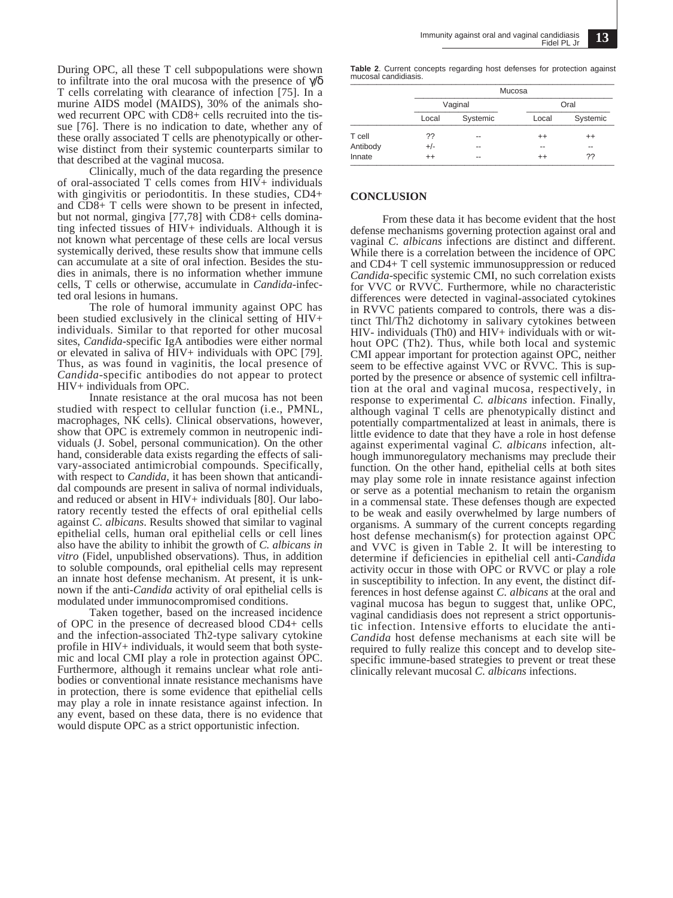During OPC, all these T cell subpopulations were shown to infiltrate into the oral mucosa with the presence of $\gamma/\delta$ T cells correlating with clearance of infection [75]. In a murine AIDS model (MAIDS), 30% of the animals showed recurrent OPC with CD8+ cells recruited into the tissue [76]. There is no indication to date, whether any of these orally associated T cells are phenotypically or otherwise distinct from their systemic counterparts similar to that described at the vaginal mucosa.

Clinically, much of the data regarding the presence of oral-associated T cells comes from HIV+ individuals with gingivitis or periodontitis. In these studies, CD4+ and CD8+ T cells were shown to be present in infected, but not normal, gingiva [77,78] with CD8+ cells dominating infected tissues of HIV+ individuals. Although it is not known what percentage of these cells are local versus systemically derived, these results show that immune cells can accumulate at a site of oral infection. Besides the studies in animals, there is no information whether immune cells, T cells or otherwise, accumulate in *Candida*-infected oral lesions in humans.

The role of humoral immunity against OPC has been studied exclusively in the clinical setting of HIV+ individuals. Similar to that reported for other mucosal sites, *Candida*-specific IgA antibodies were either normal or elevated in saliva of HIV+ individuals with OPC [79]. Thus, as was found in vaginitis, the local presence of *Candida*-specific antibodies do not appear to protect HIV+ individuals from OPC.

Innate resistance at the oral mucosa has not been studied with respect to cellular function (i.e., PMNL, macrophages, NK cells). Clinical observations, however, show that OPC is extremely common in neutropenic individuals (J. Sobel, personal communication). On the other hand, considerable data exists regarding the effects of salivary-associated antimicrobial compounds. Specifically, with respect to *Candida*, it has been shown that anticandidal compounds are present in saliva of normal individuals, and reduced or absent in HIV+ individuals [80]. Our laboratory recently tested the effects of oral epithelial cells against *C. albicans*. Results showed that similar to vaginal epithelial cells, human oral epithelial cells or cell lines also have the ability to inhibit the growth of *C. albicans in vitro* (Fidel, unpublished observations). Thus, in addition to soluble compounds, oral epithelial cells may represent an innate host defense mechanism. At present, it is unknown if the anti-*Candida* activity of oral epithelial cells is modulated under immunocompromised conditions.

Taken together, based on the increased incidence of OPC in the presence of decreased blood CD4+ cells and the infection-associated Th2-type salivary cytokine profile in HIV+ individuals, it would seem that both systemic and local CMI play a role in protection against OPC. Furthermore, although it remains unclear what role antibodies or conventional innate resistance mechanisms have in protection, there is some evidence that epithelial cells may play a role in innate resistance against infection. In any event, based on these data, there is no evidence that would dispute OPC as a strict opportunistic infection.

**Table 2**. Current concepts regarding host defenses for protection against mucosal candidiasis.

| | Mucosa | | | |
|---|---|---|---|---|
| | Vaginal | | Oral | |
| | Local | Systemic | Local | Systemic |
| T cell | ?? | -- | ++ | ++ |
| Antibody | +/- | -- | -- | -- |
| Innate | ++ | -- | ++ | ?? |

## CONCLUSION

From these data it has become evident that the host defense mechanisms governing protection against oral and vaginal *C. albicans* infections are distinct and different. While there is a correlation between the incidence of OPC and CD4+ T cell systemic immunosuppression or reduced *Candida*-specific systemic CMI, no such correlation exists for VVC or RVVC. Furthermore, while no characteristic differences were detected in vaginal-associated cytokines in RVVC patients compared to controls, there was a distinct Thl/Th2 dichotomy in salivary cytokines between HIV- individuals (Th0) and HIV+ individuals with or without OPC (Th2). Thus, while both local and systemic CMI appear important for protection against OPC, neither seem to be effective against VVC or RVVC. This is supported by the presence or absence of systemic cell infiltration at the oral and vaginal mucosa, respectively, in response to experimental *C. albicans* infection. Finally, although vaginal T cells are phenotypically distinct and potentially compartmentalized at least in animals, there is little evidence to date that they have a role in host defense against experimental vaginal *C. albicans* infection, although immunoregulatory mechanisms may preclude their function. On the other hand, epithelial cells at both sites may play some role in innate resistance against infection or serve as a potential mechanism to retain the organism in a commensal state. These defenses though are expected to be weak and easily overwhelmed by large numbers of organisms. A summary of the current concepts regarding host defense mechanism(s) for protection against OPC and VVC is given in Table 2. It will be interesting to determine if deficiencies in epithelial cell anti-*Candida* activity occur in those with OPC or RVVC or play a role in susceptibility to infection. In any event, the distinct differences in host defense against *C. albicans* at the oral and vaginal mucosa has begun to suggest that, unlike OPC, vaginal candidiasis does not represent a strict opportunistic infection. Intensive efforts to elucidate the anti-*Candida* host defense mechanisms at each site will be required to fully realize this concept and to develop site-specific immune-based strategies to prevent or treat these clinically relevant mucosal *C. albicans* infections.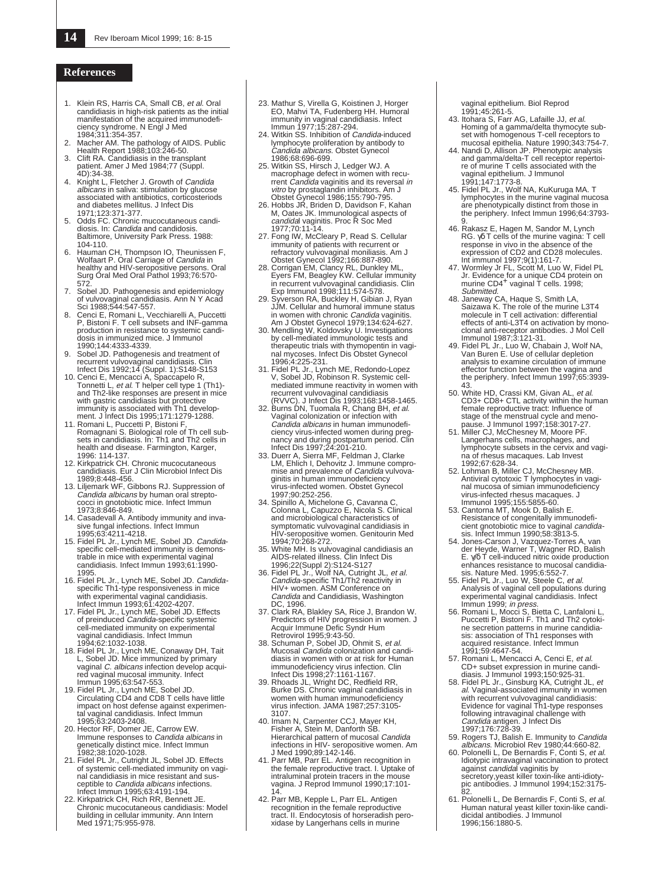## References

1. Klein RS, Harris CA, Small CB, *et al.* Oral candidiasis in high-risk patients as the initial manifestation of the acquired immunodeficiency syndrome. N Engl J Med 1984;311:354-357.
2. Macher AM. The pathology of AIDS. Public Health Report 1988;103:246-50.
3. Clift RA. Candidiasis in the transplant patient. Amer J Med 1984;77 (Suppl. 4D):34-38.
4. Knight L, Fletcher J. Growth of *Candida albicans* in saliva: stimulation by glucose associated with antibiotics, corticosteriods and diabetes mellitus. J Infect Dis 1971;123:371-377.
5. Odds FC. Chronic mucocutaneous candidiosis. In: *Candida* and candidosis. Baltimore, University Park Press. 1988: 104-110.
6. Hauman CH, Thompson IO, Theunissen F, Wolfaart P. Oral Carriage of *Candida* in healthy and HIV-seropositive persons. Oral Surg Oral Med Oral Pathol 1993;76:570-572.
7. Sobel JD. Pathogenesis and epidemiology of vulvovaginal candidiasis. Ann N Y Acad Sci 1988;544:547-557.
8. Cenci E, Romani L, Vecchiarelli A, Puccetti P, Bistoni F. T cell subsets and INF-gamma production in resistance to systemic candidosis in immunized mice. J Immunol 1990;144:4333-4339.
9. Sobel JD. Pathogenesis and treatment of recurrent vulvovaginal candidiasis. Clin Infect Dis 1992;14 (Suppl. 1):S148-S153
10. Cenci E, Mencacci A, Spaccapelo R, Tonnetti L, *et al.* T helper cell type 1 (Th1)- and Th2-like responses are present in mice with gastric candidiasis but protective immunity is associated with Th1 development. J Infect Dis 1995;171:1279-1288.
11. Romani L, Puccetti P, Bistoni F, Romagnani S. Biological role of Th cell subsets in candidiasis. In: Th1 and Th2 cells in health and disease. Farmington, Karger, 1996: 114-137.
12. Kirkpatrick CH. Chronic mucocutaneous candidiasis. Eur J Clin Microbiol Infect Dis 1989;8:448-456.
13. Liljemark WF, Gibbons RJ. Suppression of *Candida albicans* by human oral streptococci in gnotobiotic mice. Infect Immun 1973;8:846-849.
14. Casadevall A. Antibody immunity and invasive fungal infections. Infect Immun 1995;63:4211-4218.
15. Fidel PL Jr., Lynch ME, Sobel JD. *Candida*-specific cell-mediated immunity is demonstrable in mice with experimental vaginal candidiasis. Infect Immun 1993;61:1990-1995.
16. Fidel PL Jr., Lynch ME, Sobel JD. *Candida*-specific Th1-type responsiveness in mice with experimental vaginal candidiasis. Infect Immun 1993;61:4202-4207.
17. Fidel PL Jr., Lynch ME, Sobel JD. Effects of preinduced *Candida*-specific systemic cell-mediated immunity on experimental vaginal candidiasis. Infect Immun 1994;62:1032-1038.
18. Fidel PL Jr., Lynch ME, Conaway DH, Tait L, Sobel JD. Mice immunized by primary vaginal *C. albicans* infection develop acquired vaginal mucosal immunity. Infect Immun 1995;63:547-553.
19. Fidel PL Jr., Lynch ME, Sobel JD. Circulating CD4 and CD8 T cells have little impact on host defense against experimental vaginal candidiasis. Infect Immun 1995;63:2403-2408.
20. Hector RF, Domer JE, Carrow EW. Immune responses to *Candida albicans* in genetically distinct mice. Infect Immun 1982;38:1020-1028.
21. Fidel PL Jr., Cutright JL, Sobel JD. Effects of systemic cell-mediated immunity on vaginal candidiasis in mice resistant and susceptible to *Candida albicans* infections. Infect Immun 1995;63:4191-194.
22. Kirkpatrick CH, Rich RR, Bennett JE. Chronic mucocutaneous candidiasis: Model building in cellular immunity. Ann Intern Med 1971;75:955-978.
23. Mathur S, Virella G, Koistinen J, Horger EO, Mahvi TA, Fudenberg HH. Humoral immunity in vaginal candidiasis. Infect Immun 1977;15:287-294.
24. Witkin SS. Inhibition of *Candida*-induced lymphocyte proliferation by antibody to *Candida albicans*. Obstet Gynecol 1986;68:696-699.
25. Witkin SS, Hirsch J, Ledger WJ. A macrophage defect in women with recurrent *Candida* vaginitis and its reversal *in vitro* by prostaglandin inhibitors. Am J Obstet Gynecol 1986;155:790-795.
26. Hobbs JR, Briden D, Davidson F, Kahan M, Oates JK. Immunological aspects of *candidal* vaginitis. Proc R Soc Med 1977;70:11-14.
27. Fong IW, McCleary P, Read S. Cellular immunity of patients with recurrent or refractory vulvovaginal moniliasis. Am J Obstet Gynecol 1992;166:887-890.
28. Corrigan EM, Clancy RL, Dunkley ML, Eyers FM, Beagley KW. Cellular immunity in recurrent vulvovaginal candidiasis. Clin Exp Immunol 1998;111:574-578.
29. Syverson RA, Buckley H, Gibian J, Ryan JJM. Cellular and humoral immune status in women with chronic *Candida* vaginitis. Am J Obstet Gynecol 1979;134:624-627.
30. Mendling W, Koldovsky U. Investigations by cell-mediated immunologic tests and therapeutic trials with thymopentin in vaginal mycoses. Infect Dis Obstet Gynecol 1996;4:225-231.
31. Fidel PL Jr., Lynch ME, Redondo-Lopez V, Sobel JD, Robinson R. Systemic cell-mediated immune reactivity in women with recurrent vulvovaginal candidiasis (RVVC). J Infect Dis 1993;168:1458-1465.
32. Burns DN, Tuomala R, Chang BH, *et al.* Vaginal colonization or infection with *Candida albicans* in human immunodeficiency virus-infected women during pregnancy and during postpartum period. Clin Infect Dis 1997;24:201-210.
33. Duerr A, Sierra MF, Feldman J, Clarke LM, Ehlich I, Dehovitz J. Immune compromise and prevalence of *Candida* vulvovaginitis in human immunodeficiency virus-infected women. Obstet Gynecol 1997;90:252-256.
34. Spinillo A, Michelone G, Cavanna C, Colonna L, Capuzzo E, Nicola S. Clinical and microbiological characteristics of symptomatic vulvovaginal candidiasis in HIV-seropositive women. Genitourin Med 1994;70:268-272.
35. White MH. Is vulvovaginal candidiasis an AIDS-related illness. Clin Infect Dis 1996;22(Suppl 2):S124-S127
36. Fidel PL Jr., Wolf NA, Cutright JL, *et al.* *Candida*-specific Th1/Th2 reactivity in HIV+ women. ASM Conference on *Candida* and Candidiasis, Washington DC, 1996.
37. Clark RA, Blakley SA, Rice J, Brandon W. Predictors of HIV progression in women. J Acquir Immune Defic Syndr Hum Retrovirol 1995;9:43-50.
38. Schuman P, Sobel JD, Ohmit S, *et al.* Mucosal *Candida* colonization and candidiasis in women with or at risk for Human immunodeficiency virus infection. Clin Infect Dis 1998;27:1161-1167.
39. Rhoads JL, Wright DC, Redfield RR, Burke DS. Chronic vaginal candidiasis in women with human immunodeficiency virus infection. JAMA 1987;257:3105-3107.
40. Imam N, Carpenter CCJ, Mayer KH, Fisher A, Stein M, Danforth SB. Hierarchical pattern of mucosal *Candida* infections in HIV- seropositive women. Am J Med 1990;89:142-146.
41. Parr MB, Parr EL. Antigen recognition in the female reproductive tract. I. Uptake of intraluminal protein tracers in the mouse vagina. J Reprod Immunol 1990;17:101-14.
42. Parr MB, Kepple L, Parr EL. Antigen recognition in the female reproductive tract. II. Endocytosis of horseradish peroxidase by Langerhans cells in murine vaginal epithelium. Biol Reprod 1991;45:261-5.
43. Itohara S, Farr AG, Lafaille JJ, *et al.* Homing of a gamma/delta thymocyte subset with homogenous T-cell receptors to mucosal epithelia. Nature 1990;343:754-7.
44. Nandi D, Allison JP. Phenotypic analysis and gamma/delta-T cell receptor repertoire of murine T cells associated with the vaginal epithelium. J Immunol 1991;147:1773-8.
45. Fidel PL Jr., Wolf NA, KuKuruga MA. T lymphocytes in the murine vaginal mucosa are phenotypically distinct from those in the periphery. Infect Immun 1996;64:3793-9.
46. Rakasz E, Hagen M, Sandor M, Lynch RG. γδ T cells of the murine vagina: T cell response in vivo in the absence of the expression of CD2 and CD28 molecules. Int immunol 1997;9(1):161-7.
47. Wormley Jr FL, Scott M, Luo W, Fidel PL Jr. Evidence for a unique CD4 protein on murine $CD4^{+}$ vaginal T cells. 1998; *Submitted.*
48. Janeway CA, Haque S, Smith LA, Saizawa K. The role of the murine L3T4 molecule in T cell activation: differential effects of anti-L3T4 on activation by monoclonal anti-receptor antibodies. J Mol Cell Immunol 1987;3:121-31.
49. Fidel PL Jr., Luo W, Chabain J, Wolf NA, Van Buren E. Use of cellular depletion analysis to examine circulation of immune effector function between the vagina and the periphery. Infect Immun 1997;65:3939-43.
50. White HD, Crassi KM, Givan AL, *et al.* CD3+ CD8+ CTL activity within the human female reproductive tract: Influence of stage of the menstrual cycle and menopause. J Immunol 1997;158:3017-27.
51. Miller CJ, McChesney M, Moore PF. Langerhans cells, macrophages, and lymphocyte subsets in the cervix and vagina of rhesus macaques. Lab Invest 1992;67:628-34.
52. Lohman B, Miller CJ, McChesney MB. Antiviral cytotoxic T lymphocytes in vaginal mucosa of simian immunodeficiency virus-infected rhesus macaques. J Immunol 1995;155:5855-60.
53. Cantorna MT, Mook D, Balish E. Resistance of congenitally immunodeficient gnotobiotic mice to vaginal *candida*sis. Infect Immun 1990;58:3813-5.
54. Jones-Carson J, Vazquez-Torres A, van der Heyde, Warner T, Wagner RD, Balish E. γ/δ T cell-induced nitric oxide production enhances resistance to mucosal candidiasis. Nature Med. 1995;6:552-7.
55. Fidel PL Jr., Luo W, Steele C, *et al.* Analysis of vaginal cell populations during experimental vaginal candidiasis. Infect Immun 1999; *in press.*
56. Romani L, Mocci S, Bietta C, Lanfaloni L, Puccetti P, Bistoni F. Th1 and Th2 cytokine secretion patterns in murine candidiasis: association of Th1 responses with acquired resistance. Infect Immun 1991;59:4647-54.
57. Romani L, Mencacci A, Cenci E, *et al.* CD+ subset expression in murine candidiasis. J Immunol 1993;150:925-31.
58. Fidel PL Jr., Ginsburg KA, Cutright JL, *et al.* Vaginal-associated immunity in women with recurrent vulvovaginal candidiasis: Evidence for vaginal Th1-type responses following intravaginal challenge with *Candida* antigen. J Infect Dis 1997;176:728-39.
59. Rogers TJ, Balish E. Immunity to *Candida albicans*. Microbiol Rev 1980;44:660-82.
60. Polonelli L, De Bernardis F, Conti S, *et al.* Idiotypic intravaginal vaccination to protect against *candidal* vaginitis by secretory,yeast killer toxin-like anti-idiotypic antibodies. J Immunol 1994;152:3175-82.
61. Polonelli L, De Bernardis F, Conti S, *et al.* Human natural yeast killer toxin-like candidicidal antibodies. J Immunol 1996;156:1880-5.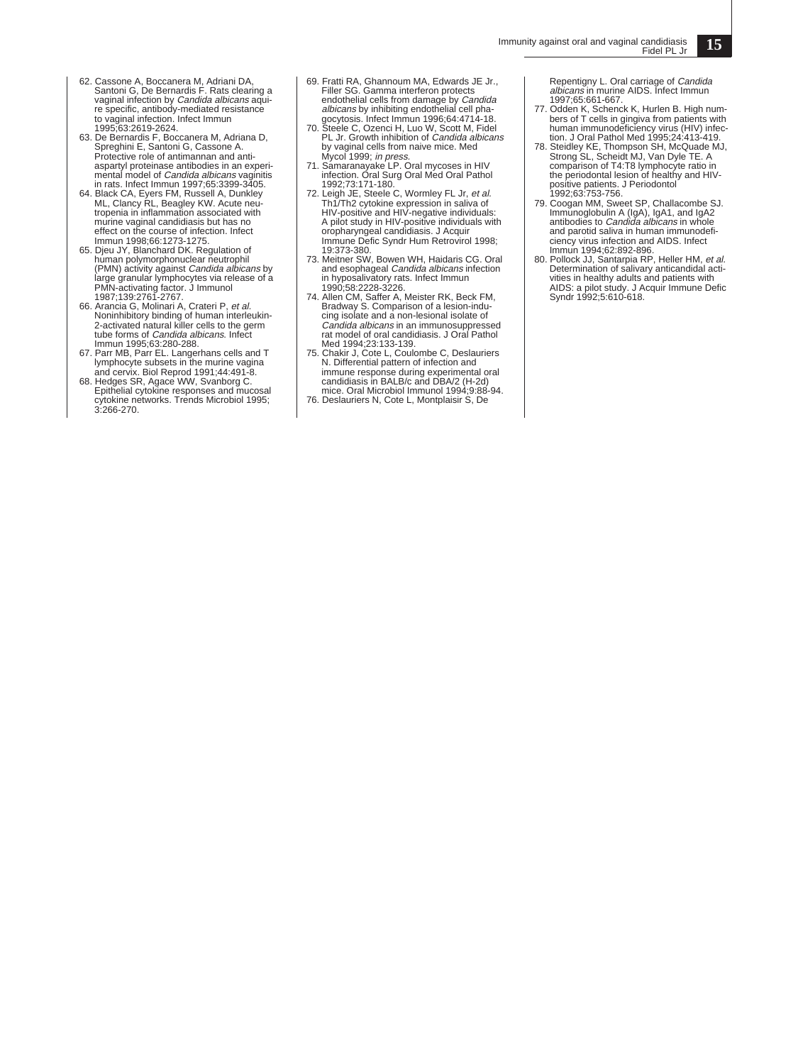62. Cassone A, Boccanera M, Adriani DA, Santoni G, De Bernardis F. Rats clearing a vaginal infection by *Candida albicans* aquire specific, antibody-mediated resistance to vaginal infection. Infect Immun 1995;63:2619-2624.
63. De Bernardis F, Boccanera M, Adriana D, Spreghini E, Santoni G, Cassone A. Protective role of antimannan and anti-aspartyl proteinase antibodies in an experimental model of *Candida albicans* vaginitis in rats. Infect Immun 1997;65:3399-3405.
64. Black CA, Eyers FM, Russell A, Dunkley ML, Clancy RL, Beagley KW. Acute neutropenia in inflammation associated with murine vaginal candidiasis but has no effect on the course of infection. Infect Immun 1998;66:1273-1275.
65. Djeu JY, Blanchard DK. Regulation of human polymorphonuclear neutrophil (PMN) activity against *Candida albicans* by large granular lymphocytes via release of a PMN-activating factor. J Immunol 1987;139:2761-2767.
66. Arancia G, Molinari A, Crateri P, *et al*. Noninhibitory binding of human interleukin-2-activated natural killer cells to the germ tube forms of *Candida albicans*. Infect Immun 1995;63:280-288.
67. Parr MB, Parr EL. Langerhans cells and T lymphocyte subsets in the murine vagina and cervix. Biol Reprod 1991;44:491-8.
68. Hedges SR, Agace WW, Svanborg C. Epithelial cytokine responses and mucosal cytokine networks. Trends Microbiol 1995; 3:266-270.
69. Fratti RA, Ghannoum MA, Edwards JE Jr., Filler SG. Gamma interferon protects endothelial cells from damage by *Candida albicans* by inhibiting endothelial cell phagocytosis. Infect Immun 1996;64:4714-18.
70. Steele C, Ozenci H, Luo W, Scott M, Fidel PL Jr. Growth inhibition of *Candida albicans* by vaginal cells from naive mice. Med Mycol 1999; *in press*.
71. Samaranayake LP. Oral mycoses in HIV infection. Oral Surg Oral Med Oral Pathol 1992;73:171-180.
72. Leigh JE, Steele C, Wormley FL Jr, *et al*. Th1/Th2 cytokine expression in saliva of HIV-positive and HIV-negative individuals: A pilot study in HIV-positive individuals with oropharyngeal candidiasis. J Acquir Immune Defic Syndr Hum Retrovirol 1998; 19:373-380.
73. Meitner SW, Bowen WH, Haidaris CG. Oral and esophageal *Candida albicans* infection in hyposalivatory rats. Infect Immun 1990;58:2228-3226.
74. Allen CM, Saffer A, Meister RK, Beck FM, Bradway S. Comparison of a lesion-inducing isolate and a non-lesional isolate of *Candida albicans* in an immunosuppressed rat model of oral candidiasis. J Oral Pathol Med 1994;23:133-139.
75. Chakir J, Cote L, Coulombe C, Deslauriers N. Differential pattern of infection and immune response during experimental oral candidiasis in BALB/c and DBA/2 (H-2d) mice. Oral Microbiol Immunol 1994;9:88-94.
76. Deslauriers N, Cote L, Montplaisir S, De Repentigny L. Oral carriage of *Candida albicans* in murine AIDS. Infect Immun 1997;65:661-667.
77. Odden K, Schenck K, Hurlen B. High numbers of T cells in gingiva from patients with human immunodeficiency virus (HIV) infection. J Oral Pathol Med 1995;24:413-419.
78. Steidley KE, Thompson SH, McQuade MJ, Strong SL, Scheidt MJ, Van Dyle TE. A comparison of T4:T8 lymphocyte ratio in the periodontal lesion of healthy and HIV-positive patients. J Periodontol 1992;63:753-756.
79. Coogan MM, Sweet SP, Challacombe SJ. Immunoglobulin A (IgA), IgA1, and IgA2 antibodies to *Candida albicans* in whole and parotid saliva in human immunodeficiency virus infection and AIDS. Infect Immun 1994;62:892-896.
80. Pollock JJ, Santarpia RP, Heller HM, *et al.* Determination of salivary anticandidal activities in healthy adults and patients with AIDS: a pilot study. J Acquir Immune Defic Syndr 1992;5:610-618.